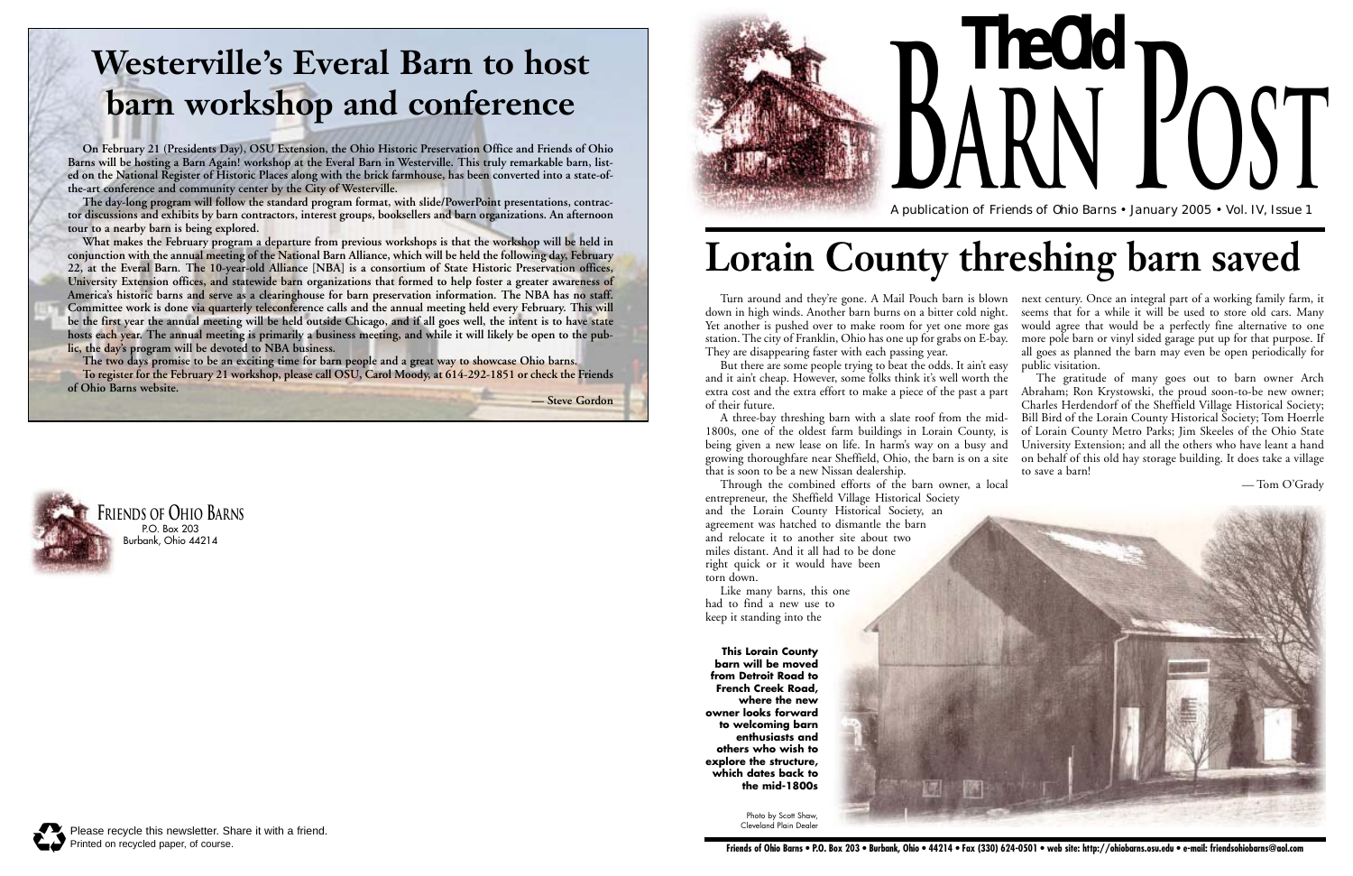# The Old Barn Post

A publication of Friends of Ohio Barns • January 2005 • Vol. IV, Issue 1

# Lorain County threshing barn saved

Turn around and they're gone. A Mail Pouch barn is blown down in high winds. Another barn burns on a bitter cold night. Yet another is pushed over to make room for yet one more gas station. The city of Franklin, Ohio has one up for grabs on E-bay. They are disappearing faster with each passing year.

But there are some people trying to beat the odds. It ain't easy and it ain't cheap. However, some folks think it's well worth the extra cost and the extra effort to make a piece of the past a part of their future.

A three-bay threshing barn with a slate roof from the mid-1800s, one of the oldest farm buildings in Lorain County, is being given a new lease on life. In harm's way on a busy and growing thoroughfare near Sheffield, Ohio, the barn is on a site that is soon to be a new Nissan dealership.

Through the combined efforts of the barn owner, a local entrepreneur, the Sheffield Village Historical Society and the Lorain County Historical Society, an agreement was hatched to dismantle the barn and relocate it to another site about two miles distant. And it all had to be done right quick or it would have been torn down.

Like many barns, this one had to find a new use to keep it standing into the next century. Once an integral part of a working family farm, it seems that for a while it will be used to store old cars. Many would agree that would be a perfectly fine alternative to one more pole barn or vinyl sided garage put up for that purpose. If all goes as planned the barn may even be open periodically for public visitation.

The gratitude of many goes out to barn owner Arch Abraham; Ron Krystowski, the proud soon-to-be new owner; Charles Herdendorf of the Sheffield Village Historical Society; Bill Bird of the Lorain County Historical Society; Tom Hoerrle of Lorain County Metro Parks; Jim Skeeles of the Ohio State University Extension; and all the others who have leant a hand on behalf of this old hay storage building. It does take a village to save a barn!

— Tom O'Grady

**This Lorain County barn will be moved from Detroit Road to French Creek Road, where the new owner looks forward to welcoming barn enthusiasts and others who wish to explore the structure, which dates back to the mid-1800s**

Photo by Scott Shaw, Cleveland Plain Dealer

# Westerville's Everal Barn to host barn workshop and conference

**On February 21 (Presidents Day), OSU Extension, the Ohio Historic Preservation Office and Friends of Ohio Barns will be hosting a Barn Again! workshop at the Everal Barn in Westerville. This truly remarkable barn, listed on the National Register of Historic Places along with the brick farmhouse, has been converted into a state-of-the-art conference and community center by the City of Westerville.**

**The day-long program will follow the standard program format, with slide/PowerPoint presentations, contractor discussions and exhibits by barn contractors, interest groups, booksellers and barn organizations. An afternoon tour to a nearby barn is being explored.**

**What makes the February program a departure from previous workshops is that the workshop will be held in conjunction with the annual meeting of the National Barn Alliance, which will be held the following day, February 22, at the Everal Barn. The 10-year-old Alliance [NBA] is a consortium of State Historic Preservation offices, University Extension offices, and statewide barn organizations that formed to help foster a greater awareness of America's historic barns and serve as a clearinghouse for barn preservation information. The NBA has no staff. Committee work is done via quarterly teleconference calls and the annual meeting held every February. This will be the first year the annual meeting will be held outside Chicago, and if all goes well, the intent is to have state hosts each year. The annual meeting is primarily a business meeting, and while it will likely be open to the public, the day's program will be devoted to NBA business.**

**The two days promise to be an exciting time for barn people and a great way to showcase Ohio barns.**

**To register for the February 21 workshop, please call OSU, Carol Moody, at 614-292-1851 or check the Friends of Ohio Barns website.**

**— Steve Gordon**

Friends of Ohio Barns
P.O. Box 203
Burbank, Ohio 44214

Please recycle this newsletter. Share it with a friend.
Printed on recycled paper, of course.

Friends of Ohio Barns • P.O. Box 203 • Burbank, Ohio • 44214 • Fax (330) 624-0501 • web site: http://ohiobarns.osu.edu • e-mail: friendsohiobarns@aol.com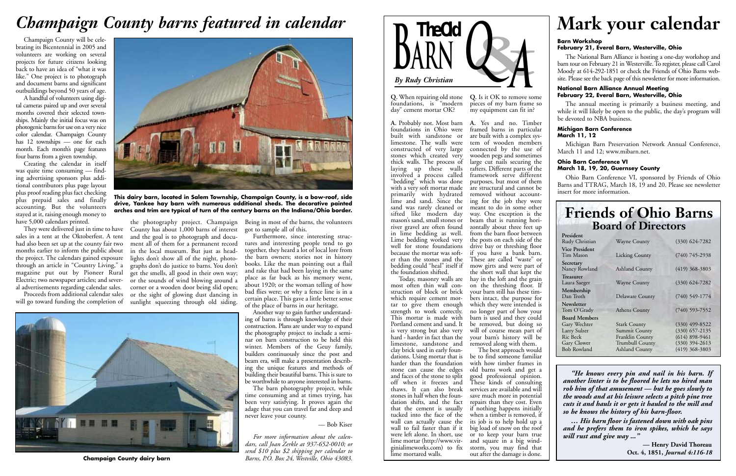# *Champaign County barns featured in calendar*

Champaign County will be celebrating its Bicentennial in 2005 and volunteers are working on several projects for future citizens looking back to have an idea of "what it was like." One project is to photograph and document barns and significant outbuildings beyond 50 years of age.

A handful of volunteers using digital cameras paired up and over several months covered their selected townships. Mainly the initial focus was on photogenic barns for use on a very nice color calendar. Champaign County has 12 townships — one for each month. Each month's page features four barns from a given township.

Creating the calendar in itself was quite time consuming — finding advertising sponsors plus additional contributors plus page layout plus proof reading plus fact checking plus prepaid sales and finally accounting. But the volunteers stayed at it, raising enough money to have 5,000 calendars printed.

They were delivered just in time to have sales in a tent at the Oktoberfest. A tent had also been set up at the county fair two months earlier to inform the public about the project. The calendars gained exposure through an article in "Country Living," a magazine put out by Pioneer Rural Electric; two newspaper articles; and several advertisements regarding calendar sales.

Proceeds from additional calendar sales will go toward funding the completion of the photography project. Champaign County has about 1,000 barns of interest and the goal is to photograph and document all of them for a permanent record in the local museum. But just as headlights don't show all of the night, photographs don't do justice to barns. You don't get the smells, all good in their own way; or the sounds of wind blowing around a corner or a wooden door being slid open; or the sight of glowing dust dancing in sunlight squeezing through old siding. Being in most of the barns, the volunteers got to sample all of this.

Furthermore, since interesting structures and interesting people tend to go together, they heard a lot of local lore from the barn owners; stories not in history books. Like the man pointing out a flail and rake that had been laying in the same place as far back as his memory went, about 1920; or the woman telling of how bad flies were; or why a fence line is in a certain place. This gave a little better sense of the place of barns in our heritage.

Another way to gain further understanding of barns is through knowledge of their construction. Plans are under way to expand the photography project to include a seminar on barn construction to be held this winter. Members of the Geuy family, builders continuously since the post and beam era, will make a presentation describing the unique features and methods of building their beautiful barns. This is sure to be worthwhile to anyone interested in barns.

The barn photography project, while time consuming and at times trying, has been very satisfying. It proves again the adage that you can travel far and deep and never leave your county.

— Bob Kiser

*For more information about the calendars, call Joan Zerkle at 937-652-0010; or send $10 plus $2 shipping per calendar to Barns, P.O. Box 24, Westville, Ohio 43083.*

**This dairy barn, located in Salem Township, Champaign County, is a bow-roof, side drive, Yankee hay barn with numerous additional sheds. The decorative painted arches and trim are typical of turn of the century barns on the Indiana/Ohio border.**

**Champaign County dairy barn**

# The Old Barn Q&A

*By Rudy Christian*

**Q.** When repairing old stone foundations, is "modern day" cement mortar OK?

**A.** Probably not. Most barn foundations in Ohio were built with sandstone or limestone. The walls were constructed of very large stones which created very thick walls. The process of laying up these walls involved a process called "bedding" which was done with a very soft mortar made primarily with hydrated lime and sand. Since the sand was rarely cleaned or sifted like modern day mason's sand, small stones or river gravel are often found in lime bedding as well. Lime bedding worked very well for stone foundations because the mortar was softer than the stones and the bedding could "heal" itself if the foundation shifted.

Today, masonry walls are most often thin wall construction of block or brick which require cement mortar to give them enough strength to work correctly. This mortar is made with Portland cement and sand. It is very strong but also very hard - harder in fact than the limestone, sandstone and clay brick used in early foundations. Using mortar that is harder than the foundation stone can cause the edges and faces of the stone to split off when it freezes and thaws. It can also break stones in half when the foundation shifts, and the fact that the cement is usually tucked into the face of the wall can actually cause the wall to fail faster than if it were left alone. In short, use lime mortar (http://www.virginialimeworks.com) to fix lime mortared walls.

**Q.** Is it OK to remove some pieces of my barn frame so my equipment can fit in?

**A.** Yes and no. Timber framed barns in particular are built with a complex system of wooden members connected by the use of wooden pegs and sometimes large cut nails securing the rafters. Different parts of the framework serve different purposes, but most of them are structural and cannot be removed without accounting for the job they were meant to do in some other way. One exception is the beam that is running horizontally about three feet up from the barn floor between the posts on each side of the drive bay or threshing floor if you have a bank barn. These are called "waste" or mow girts and were part of the short wall that kept the hay in the loft and the grain on the threshing floor. If your barn still has these timbers intact, the purpose for which they were intended is no longer part of how your barn is used and they could be removed, but doing so will of course mean part of your barn's history will be removed along with them.

The best approach would be to find someone familiar with how timber frames in old barns work and get a good professional opinion. These kinds of consulting services are available and will save much more in potential repairs than they cost. Even if nothing happens initially when a timber is removed, if its job is to help hold up a big load of snow on the roof or to keep your barn true and square in a big windstorm, you may find that out after the damage is done.

# Mark your calendar

**Barn Workshop**
**February 21, Everal Barn, Westerville, Ohio**

The National Barn Alliance is hosting a one-day workshop and barn tour on February 21 in Westerville. To register, please call Carol Moody at 614-292-1851 or check the Friends of Ohio Barns website. Please see the back page of this newsletter for more information.

**National Barn Alliance Annual Meeting**
**February 22, Everal Barn, Westerville, Ohio**

The annual meeting is primarily a business meeting, and while it will likely be open to the public, the day's program will be devoted to NBA business.

**Michigan Barn Conference**
**March 11, 12**

Michigan Barn Preservation Network Annual Conference, March 11 and 12; www.mibarn.net.

**Ohio Barn Conference VI**
**March 18, 19, 20, Guernsey County**

Ohio Barn Conference VI, sponsored by Friends of Ohio Barns and TTRAG, March 18, 19 and 20. Please see newsletter insert for more information.

## Friends of Ohio Barns Board of Directors

| | | |
|---|---|---|
| **President** | | |
| Rudy Christian | Wayne County | (330) 624-7282 |
| **Vice President** | | |
| Tim Mason | Licking County | (740) 745-2938 |
| **Secretary** | | |
| Nancy Rowland | Ashland County | (419) 368-3803 |
| **Treasurer** | | |
| Laura Saeger | Wayne County | (330) 624-7282 |
| **Membership** | | |
| Dan Troth | Delaware County | (740) 549-1774 |
| **Newsletter** | | |
| Tom O'Grady | Athens County | (740) 593-7552 |
| **Board Members** | | |
| Gary Wechter | Stark County | (330) 499-8522 |
| Larry Sulzer | Summit County | (330) 657-2135 |
| Ric Beck | Franklin County | (614) 898-9461 |
| Gary Clower | Trumbull County | (330) 394-2613 |
| Bob Rowland | Ashland County | (419) 368-3803 |

***"He knows every pin and nail in his barn. If another linter is to be floored he lets no hired man rob him of that amusement — but he goes slowly to the woods and at his leisure selects a pitch pine tree cuts it and hauls it or gets it hauled to the mill and so he knows the history of his barn-floor.***

***… His barn floor is fastened down with oak pins and he prefers them to iron spikes, which he says will rust and give way ..."***

**— Henry David Thoreau**
**Oct. 4, 1851, *Journal 4:116-18***